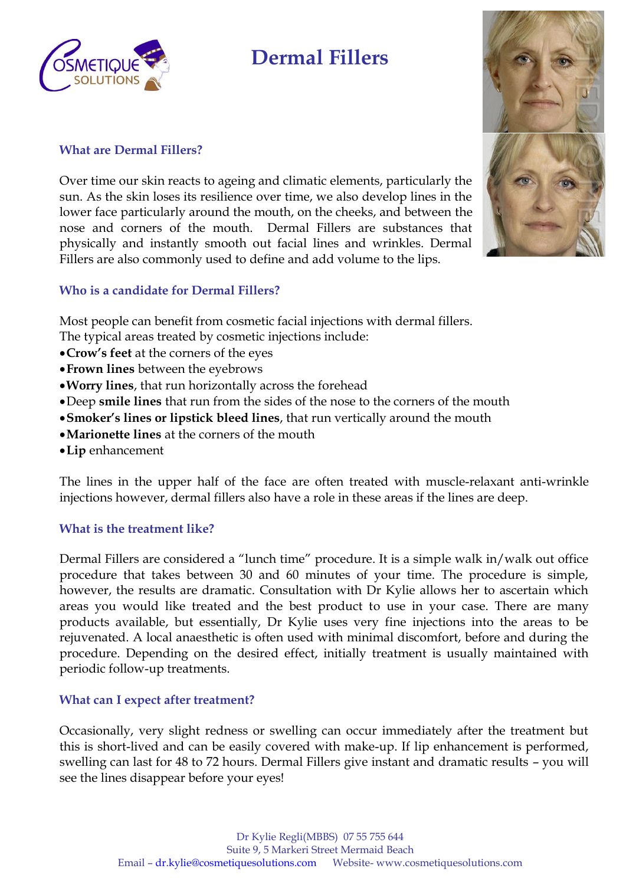# Dermal Fillers

## What are Dermal Fillers?

Over time our skin reacts to ageing and climatic elements, particularly the sun. As the skin loses its resilience over time, we also develop lines in the lower face particularly around the mouth, on the cheeks, and between the nose and corners of the mouth. Dermal Fillers are substances that physically and instantly smooth out facial lines and wrinkles. Dermal Fillers are also commonly used to define and add volume to the lips.

## Who is a candidate for Dermal Fillers?

Most people can benefit from cosmetic facial injections with dermal fillers. The typical areas treated by cosmetic injections include:

- **Crow's feet** at the corners of the eyes
- **Frown lines** between the eyebrows
- **Worry lines**, that run horizontally across the forehead
- Deep **smile lines** that run from the sides of the nose to the corners of the mouth
- **Smoker's lines or lipstick bleed lines**, that run vertically around the mouth
- **Marionette lines** at the corners of the mouth
- **Lip** enhancement

The lines in the upper half of the face are often treated with muscle-relaxant anti-wrinkle injections however, dermal fillers also have a role in these areas if the lines are deep.

## What is the treatment like?

Dermal Fillers are considered a "lunch time" procedure. It is a simple walk in/walk out office procedure that takes between 30 and 60 minutes of your time. The procedure is simple, however, the results are dramatic. Consultation with Dr Kylie allows her to ascertain which areas you would like treated and the best product to use in your case. There are many products available, but essentially, Dr Kylie uses very fine injections into the areas to be rejuvenated. A local anaesthetic is often used with minimal discomfort, before and during the procedure. Depending on the desired effect, initially treatment is usually maintained with periodic follow-up treatments.

## What can I expect after treatment?

Occasionally, very slight redness or swelling can occur immediately after the treatment but this is short-lived and can be easily covered with make-up. If lip enhancement is performed, swelling can last for 48 to 72 hours. Dermal Fillers give instant and dramatic results – you will see the lines disappear before your eyes!

Dr Kylie Regli(MBBS) 07 55 755 644
Suite 9, 5 Markeri Street Mermaid Beach
Email – dr.kylie@cosmetiquesolutions.com Website- www.cosmetiquesolutions.com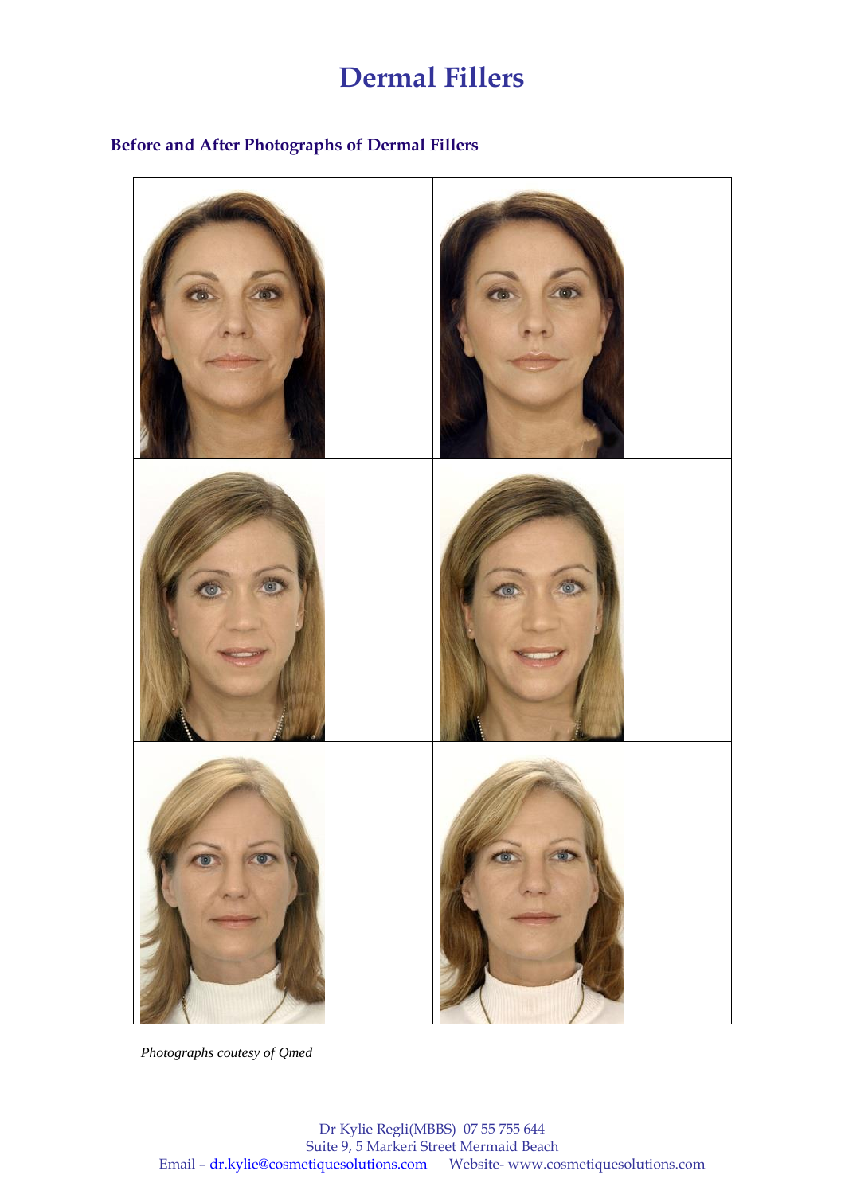# Dermal Fillers

## Before and After Photographs of Dermal Fillers

*Photographs coutesy of Qmed*

Dr Kylie Regli(MBBS) 07 55 755 644
Suite 9, 5 Markeri Street Mermaid Beach
Email – dr.kylie@cosmetiquesolutions.com Website- www.cosmetiquesolutions.com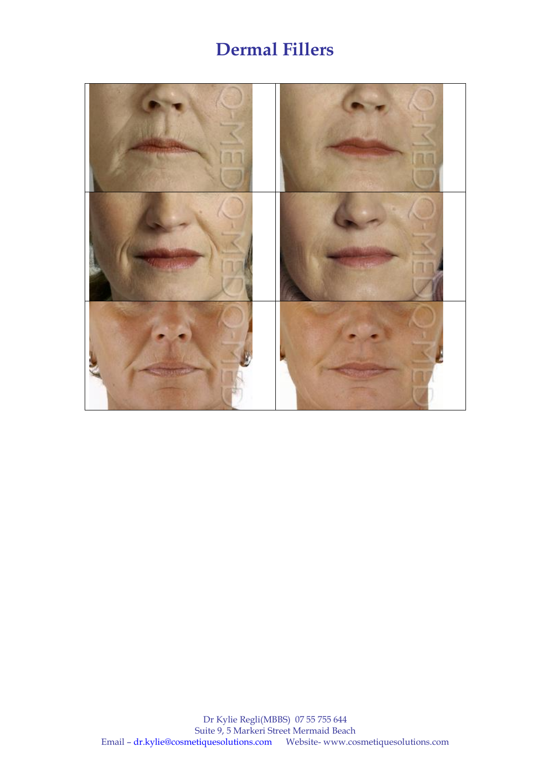# Dermal Fillers